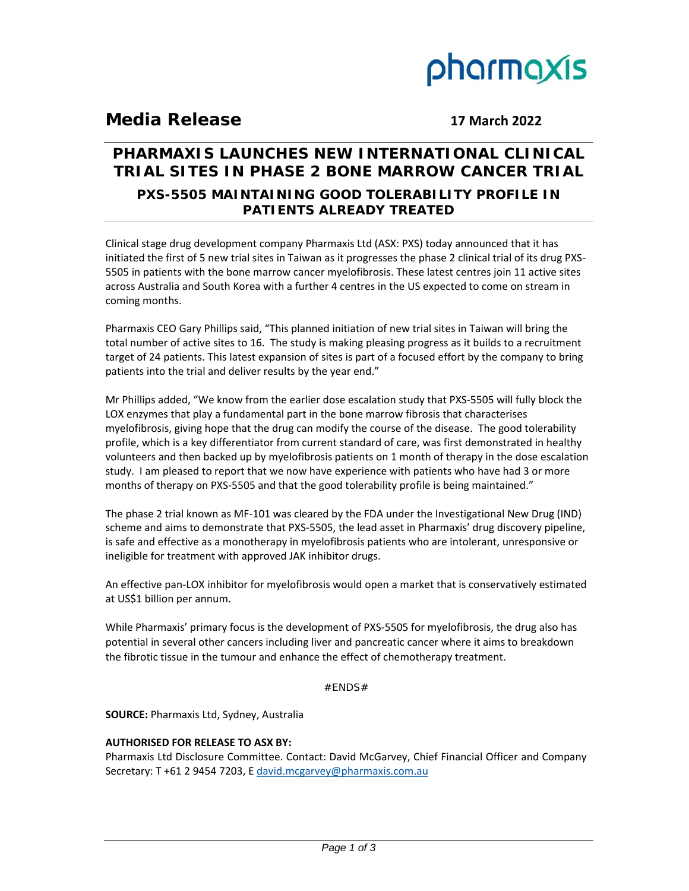pharmaxis

## Media Release

**17 March 2022**

# PHARMAXIS LAUNCHES NEW INTERNATIONAL CLINICAL TRIAL SITES IN PHASE 2 BONE MARROW CANCER TRIAL

### PXS-5505 MAINTAINING GOOD TOLERABILITY PROFILE IN PATIENTS ALREADY TREATED

Clinical stage drug development company Pharmaxis Ltd (ASX: PXS) today announced that it has initiated the first of 5 new trial sites in Taiwan as it progresses the phase 2 clinical trial of its drug PXS-5505 in patients with the bone marrow cancer myelofibrosis. These latest centres join 11 active sites across Australia and South Korea with a further 4 centres in the US expected to come on stream in coming months.

Pharmaxis CEO Gary Phillips said, "This planned initiation of new trial sites in Taiwan will bring the total number of active sites to 16. The study is making pleasing progress as it builds to a recruitment target of 24 patients. This latest expansion of sites is part of a focused effort by the company to bring patients into the trial and deliver results by the year end."

Mr Phillips added, "We know from the earlier dose escalation study that PXS-5505 will fully block the LOX enzymes that play a fundamental part in the bone marrow fibrosis that characterises myelofibrosis, giving hope that the drug can modify the course of the disease. The good tolerability profile, which is a key differentiator from current standard of care, was first demonstrated in healthy volunteers and then backed up by myelofibrosis patients on 1 month of therapy in the dose escalation study. I am pleased to report that we now have experience with patients who have had 3 or more months of therapy on PXS-5505 and that the good tolerability profile is being maintained."

The phase 2 trial known as MF-101 was cleared by the FDA under the Investigational New Drug (IND) scheme and aims to demonstrate that PXS-5505, the lead asset in Pharmaxis' drug discovery pipeline, is safe and effective as a monotherapy in myelofibrosis patients who are intolerant, unresponsive or ineligible for treatment with approved JAK inhibitor drugs.

An effective pan-LOX inhibitor for myelofibrosis would open a market that is conservatively estimated at US$1 billion per annum.

While Pharmaxis' primary focus is the development of PXS-5505 for myelofibrosis, the drug also has potential in several other cancers including liver and pancreatic cancer where it aims to breakdown the fibrotic tissue in the tumour and enhance the effect of chemotherapy treatment.

#ENDS#

**SOURCE:** Pharmaxis Ltd, Sydney, Australia

**AUTHORISED FOR RELEASE TO ASX BY:**
Pharmaxis Ltd Disclosure Committee. Contact: David McGarvey, Chief Financial Officer and Company Secretary: T +61 2 9454 7203, E david.mcgarvey@pharmaxis.com.au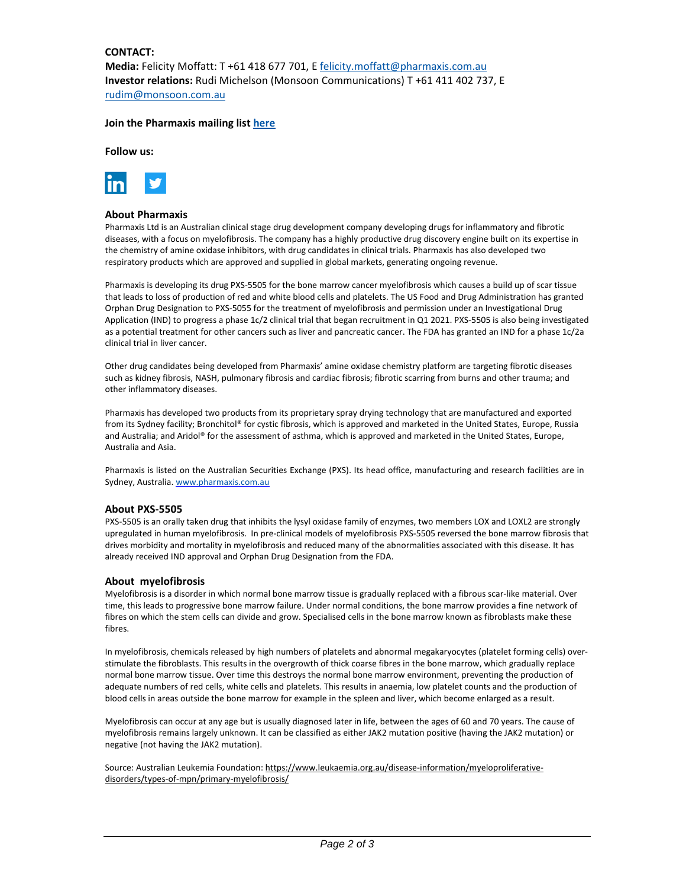**CONTACT:**
**Media:** Felicity Moffatt: T +61 418 677 701, E felicity.moffatt@pharmaxis.com.au
**Investor relations:** Rudi Michelson (Monsoon Communications) T +61 411 402 737, E rudim@monsoon.com.au

**Join the Pharmaxis mailing list here**

**Follow us:**

### About Pharmaxis

Pharmaxis Ltd is an Australian clinical stage drug development company developing drugs for inflammatory and fibrotic diseases, with a focus on myelofibrosis. The company has a highly productive drug discovery engine built on its expertise in the chemistry of amine oxidase inhibitors, with drug candidates in clinical trials. Pharmaxis has also developed two respiratory products which are approved and supplied in global markets, generating ongoing revenue.

Pharmaxis is developing its drug PXS-5505 for the bone marrow cancer myelofibrosis which causes a build up of scar tissue that leads to loss of production of red and white blood cells and platelets. The US Food and Drug Administration has granted Orphan Drug Designation to PXS-5055 for the treatment of myelofibrosis and permission under an Investigational Drug Application (IND) to progress a phase 1c/2 clinical trial that began recruitment in Q1 2021. PXS-5505 is also being investigated as a potential treatment for other cancers such as liver and pancreatic cancer. The FDA has granted an IND for a phase 1c/2a clinical trial in liver cancer.

Other drug candidates being developed from Pharmaxis' amine oxidase chemistry platform are targeting fibrotic diseases such as kidney fibrosis, NASH, pulmonary fibrosis and cardiac fibrosis; fibrotic scarring from burns and other trauma; and other inflammatory diseases.

Pharmaxis has developed two products from its proprietary spray drying technology that are manufactured and exported from its Sydney facility; Bronchitol® for cystic fibrosis, which is approved and marketed in the United States, Europe, Russia and Australia; and Aridol® for the assessment of asthma, which is approved and marketed in the United States, Europe, Australia and Asia.

Pharmaxis is listed on the Australian Securities Exchange (PXS). Its head office, manufacturing and research facilities are in Sydney, Australia. www.pharmaxis.com.au

### About PXS-5505

PXS-5505 is an orally taken drug that inhibits the lysyl oxidase family of enzymes, two members LOX and LOXL2 are strongly upregulated in human myelofibrosis. In pre-clinical models of myelofibrosis PXS-5505 reversed the bone marrow fibrosis that drives morbidity and mortality in myelofibrosis and reduced many of the abnormalities associated with this disease. It has already received IND approval and Orphan Drug Designation from the FDA.

### About myelofibrosis

Myelofibrosis is a disorder in which normal bone marrow tissue is gradually replaced with a fibrous scar-like material. Over time, this leads to progressive bone marrow failure. Under normal conditions, the bone marrow provides a fine network of fibres on which the stem cells can divide and grow. Specialised cells in the bone marrow known as fibroblasts make these fibres.

In myelofibrosis, chemicals released by high numbers of platelets and abnormal megakaryocytes (platelet forming cells) over-stimulate the fibroblasts. This results in the overgrowth of thick coarse fibres in the bone marrow, which gradually replace normal bone marrow tissue. Over time this destroys the normal bone marrow environment, preventing the production of adequate numbers of red cells, white cells and platelets. This results in anaemia, low platelet counts and the production of blood cells in areas outside the bone marrow for example in the spleen and liver, which become enlarged as a result.

Myelofibrosis can occur at any age but is usually diagnosed later in life, between the ages of 60 and 70 years. The cause of myelofibrosis remains largely unknown. It can be classified as either JAK2 mutation positive (having the JAK2 mutation) or negative (not having the JAK2 mutation).

Source: Australian Leukemia Foundation: https://www.leukaemia.org.au/disease-information/myeloproliferative-disorders/types-of-mpn/primary-myelofibrosis/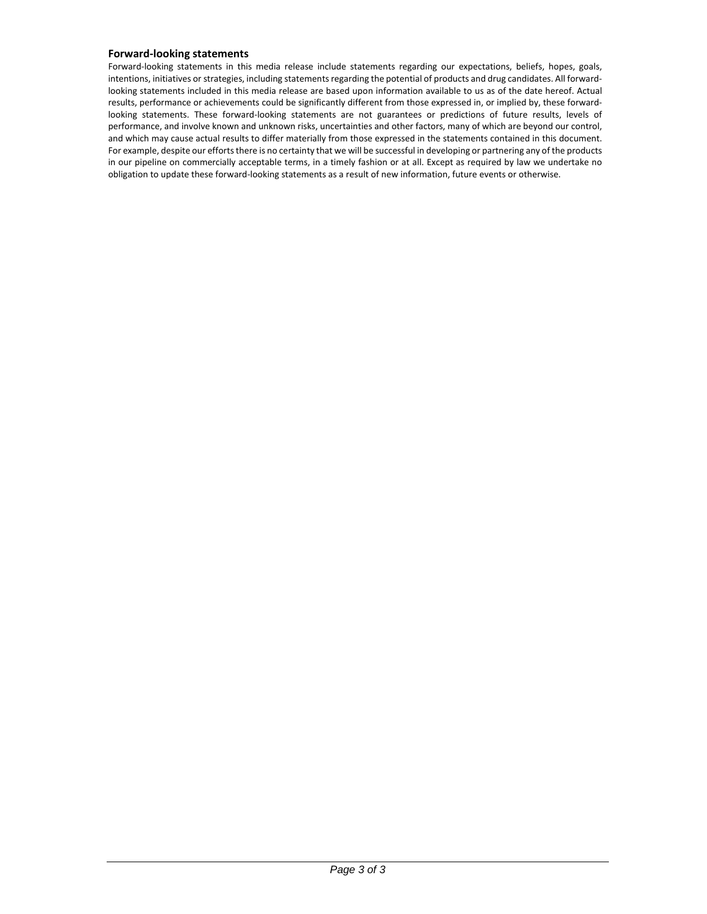### Forward-looking statements

Forward-looking statements in this media release include statements regarding our expectations, beliefs, hopes, goals, intentions, initiatives or strategies, including statements regarding the potential of products and drug candidates. All forward-looking statements included in this media release are based upon information available to us as of the date hereof. Actual results, performance or achievements could be significantly different from those expressed in, or implied by, these forward-looking statements. These forward-looking statements are not guarantees or predictions of future results, levels of performance, and involve known and unknown risks, uncertainties and other factors, many of which are beyond our control, and which may cause actual results to differ materially from those expressed in the statements contained in this document. For example, despite our efforts there is no certainty that we will be successful in developing or partnering any of the products in our pipeline on commercially acceptable terms, in a timely fashion or at all. Except as required by law we undertake no obligation to update these forward-looking statements as a result of new information, future events or otherwise.